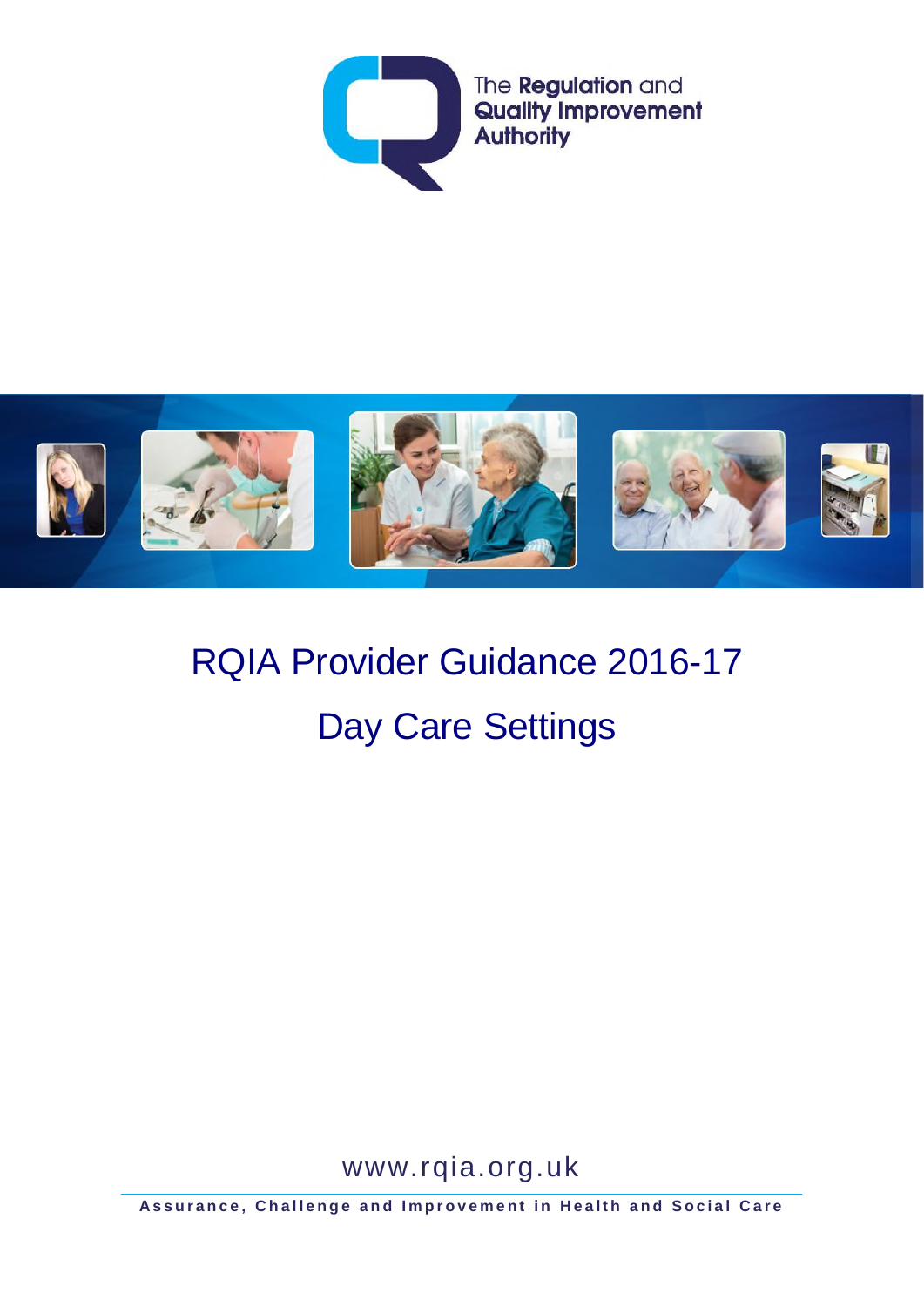The **Regulation** and **Quality Improvement Authority**

# RQIA Provider Guidance 2016-17

## Day Care Settings

www.rqia.org.uk

**Assurance, Challenge and Improvement in Health and Social Care**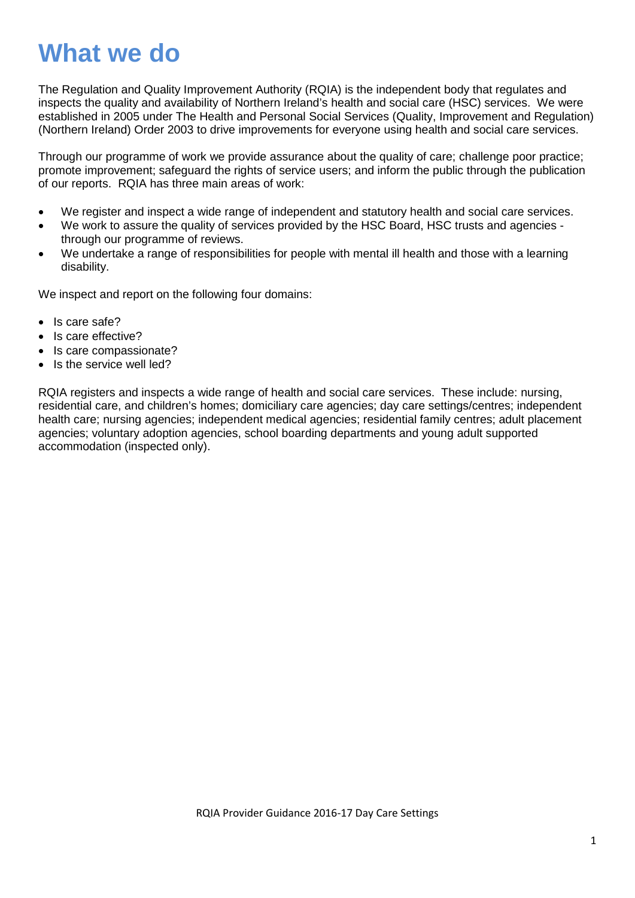# What we do

The Regulation and Quality Improvement Authority (RQIA) is the independent body that regulates and inspects the quality and availability of Northern Ireland's health and social care (HSC) services. We were established in 2005 under The Health and Personal Social Services (Quality, Improvement and Regulation) (Northern Ireland) Order 2003 to drive improvements for everyone using health and social care services.

Through our programme of work we provide assurance about the quality of care; challenge poor practice; promote improvement; safeguard the rights of service users; and inform the public through the publication of our reports. RQIA has three main areas of work:

- We register and inspect a wide range of independent and statutory health and social care services.
- We work to assure the quality of services provided by the HSC Board, HSC trusts and agencies - through our programme of reviews.
- We undertake a range of responsibilities for people with mental ill health and those with a learning disability.

We inspect and report on the following four domains:

- Is care safe?
- Is care effective?
- Is care compassionate?
- Is the service well led?

RQIA registers and inspects a wide range of health and social care services. These include: nursing, residential care, and children's homes; domiciliary care agencies; day care settings/centres; independent health care; nursing agencies; independent medical agencies; residential family centres; adult placement agencies; voluntary adoption agencies, school boarding departments and young adult supported accommodation (inspected only).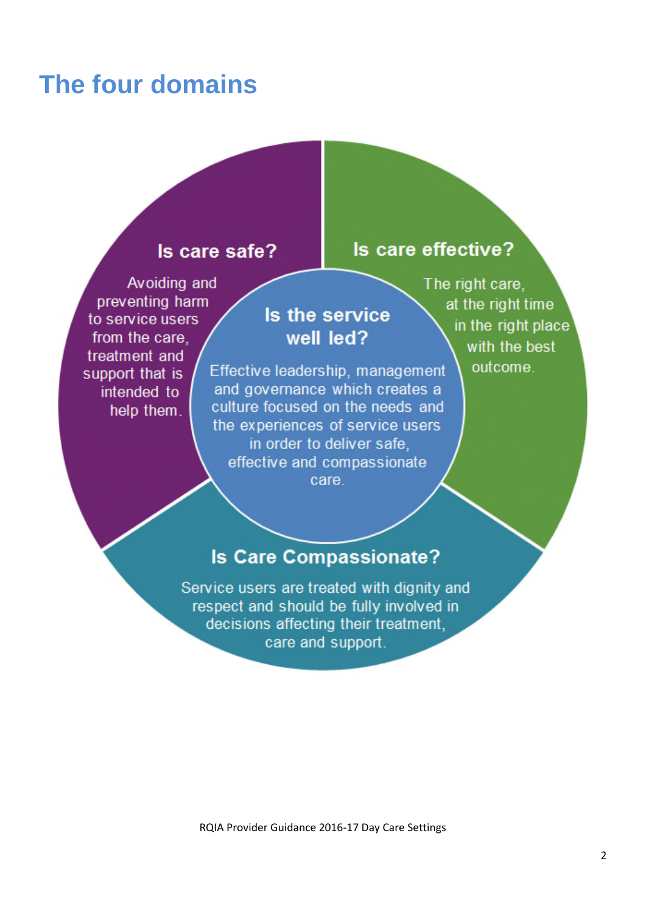# The four domains

## Is care safe?

Avoiding and preventing harm to service users from the care, treatment and support that is intended to help them.

## Is care effective?

The right care, at the right time in the right place with the best outcome.

## Is the service well led?

Effective leadership, management and governance which creates a culture focused on the needs and the experiences of service users in order to deliver safe, effective and compassionate care.

## Is Care Compassionate?

Service users are treated with dignity and respect and should be fully involved in decisions affecting their treatment, care and support.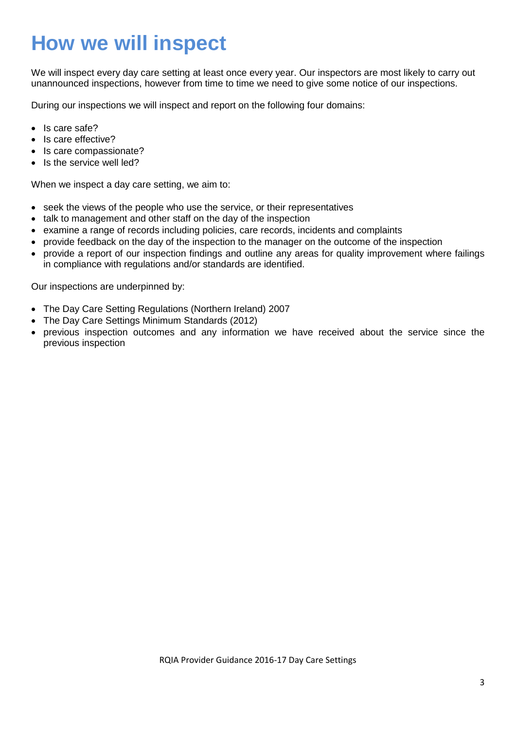# How we will inspect

We will inspect every day care setting at least once every year. Our inspectors are most likely to carry out unannounced inspections, however from time to time we need to give some notice of our inspections.

During our inspections we will inspect and report on the following four domains:

- Is care safe?
- Is care effective?
- Is care compassionate?
- Is the service well led?

When we inspect a day care setting, we aim to:

- seek the views of the people who use the service, or their representatives
- talk to management and other staff on the day of the inspection
- examine a range of records including policies, care records, incidents and complaints
- provide feedback on the day of the inspection to the manager on the outcome of the inspection
- provide a report of our inspection findings and outline any areas for quality improvement where failings in compliance with regulations and/or standards are identified.

Our inspections are underpinned by:

- The Day Care Setting Regulations (Northern Ireland) 2007
- The Day Care Settings Minimum Standards (2012)
- previous inspection outcomes and any information we have received about the service since the previous inspection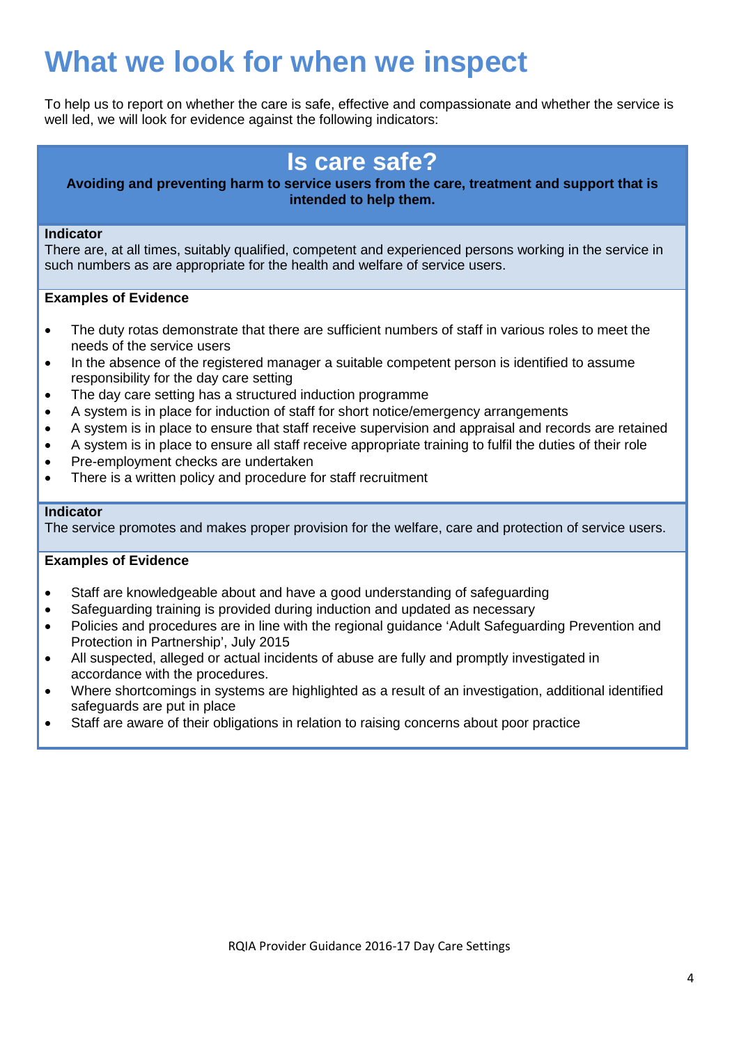# What we look for when we inspect

To help us to report on whether the care is safe, effective and compassionate and whether the service is well led, we will look for evidence against the following indicators:

## Is care safe?

**Avoiding and preventing harm to service users from the care, treatment and support that is intended to help them.**

**Indicator**
There are, at all times, suitably qualified, competent and experienced persons working in the service in such numbers as are appropriate for the health and welfare of service users.

**Examples of Evidence**

- The duty rotas demonstrate that there are sufficient numbers of staff in various roles to meet the needs of the service users
- In the absence of the registered manager a suitable competent person is identified to assume responsibility for the day care setting
- The day care setting has a structured induction programme
- A system is in place for induction of staff for short notice/emergency arrangements
- A system is in place to ensure that staff receive supervision and appraisal and records are retained
- A system is in place to ensure all staff receive appropriate training to fulfil the duties of their role
- Pre-employment checks are undertaken
- There is a written policy and procedure for staff recruitment

**Indicator**
The service promotes and makes proper provision for the welfare, care and protection of service users.

**Examples of Evidence**

- Staff are knowledgeable about and have a good understanding of safeguarding
- Safeguarding training is provided during induction and updated as necessary
- Policies and procedures are in line with the regional guidance 'Adult Safeguarding Prevention and Protection in Partnership', July 2015
- All suspected, alleged or actual incidents of abuse are fully and promptly investigated in accordance with the procedures.
- Where shortcomings in systems are highlighted as a result of an investigation, additional identified safeguards are put in place
- Staff are aware of their obligations in relation to raising concerns about poor practice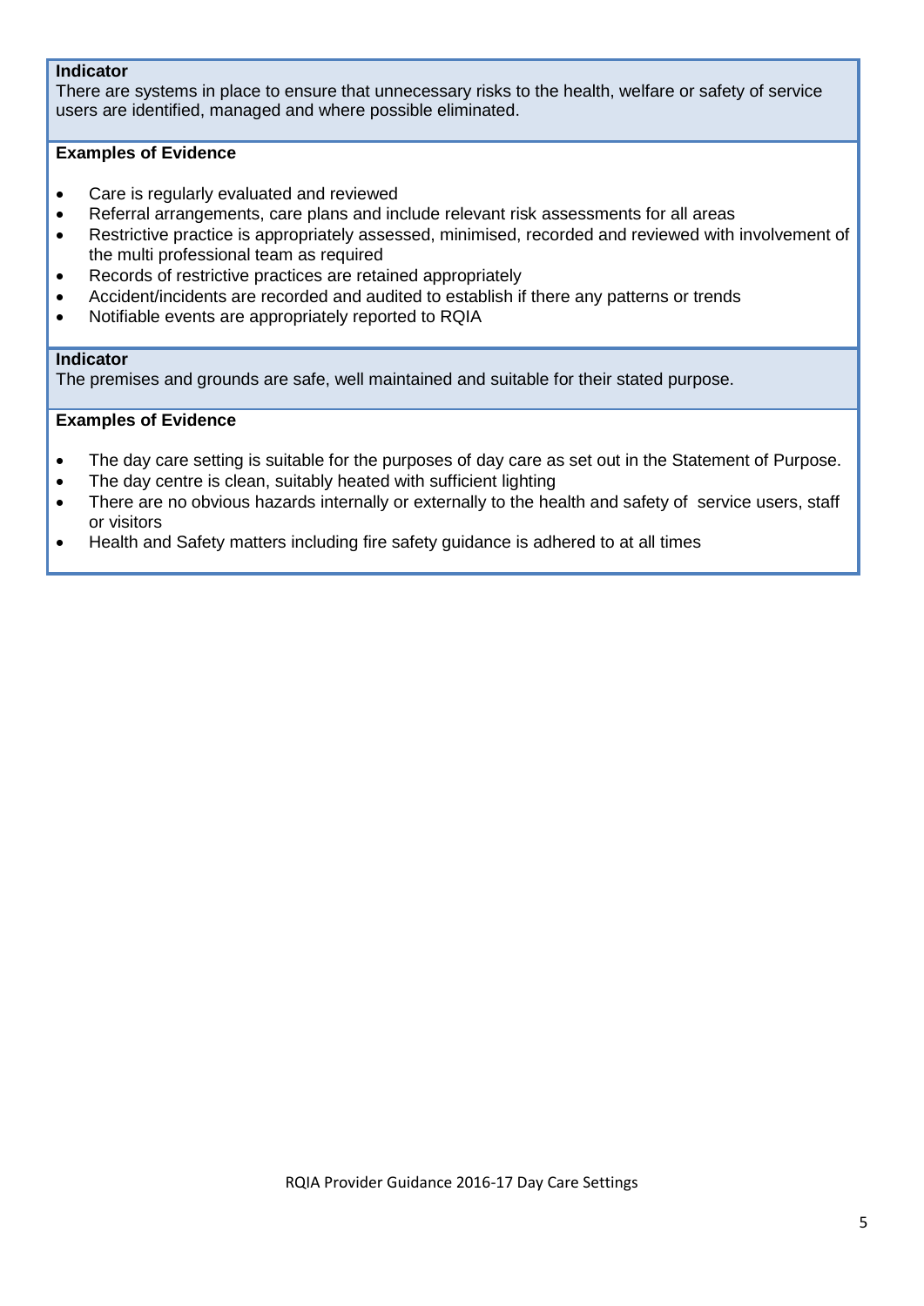**Indicator**
There are systems in place to ensure that unnecessary risks to the health, welfare or safety of service users are identified, managed and where possible eliminated.

**Examples of Evidence**

- Care is regularly evaluated and reviewed
- Referral arrangements, care plans and include relevant risk assessments for all areas
- Restrictive practice is appropriately assessed, minimised, recorded and reviewed with involvement of the multi professional team as required
- Records of restrictive practices are retained appropriately
- Accident/incidents are recorded and audited to establish if there any patterns or trends
- Notifiable events are appropriately reported to RQIA

**Indicator**
The premises and grounds are safe, well maintained and suitable for their stated purpose.

**Examples of Evidence**

- The day care setting is suitable for the purposes of day care as set out in the Statement of Purpose.
- The day centre is clean, suitably heated with sufficient lighting
- There are no obvious hazards internally or externally to the health and safety of service users, staff or visitors
- Health and Safety matters including fire safety guidance is adhered to at all times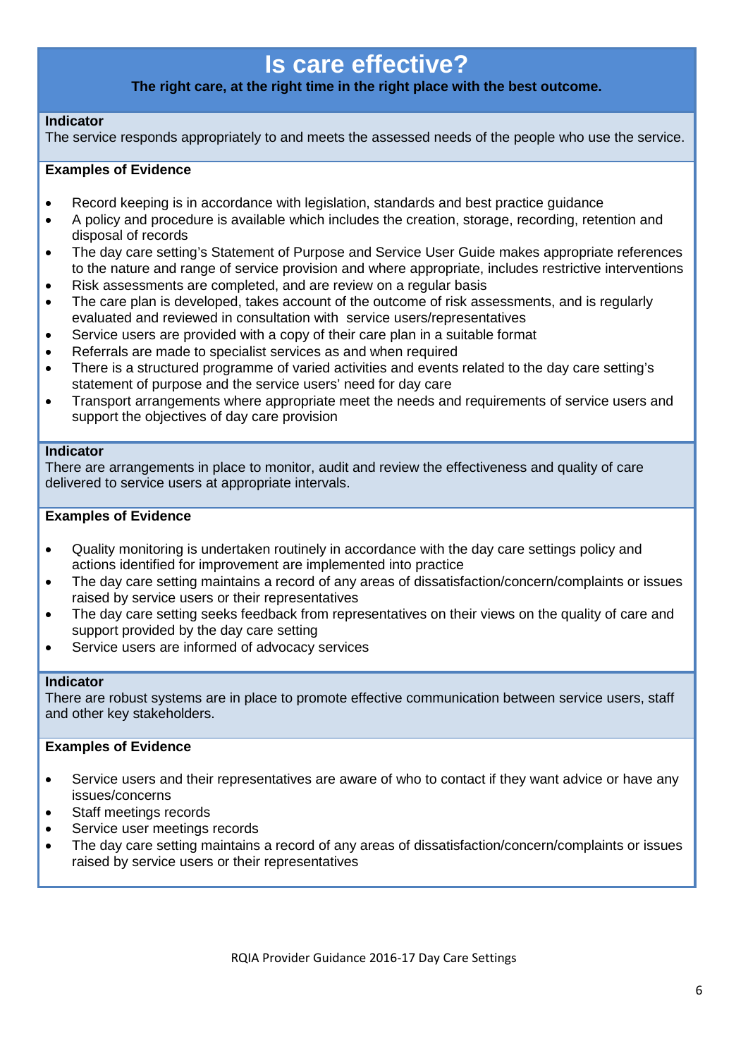# Is care effective?

**The right care, at the right time in the right place with the best outcome.**

**Indicator**

The service responds appropriately to and meets the assessed needs of the people who use the service.

**Examples of Evidence**

- Record keeping is in accordance with legislation, standards and best practice guidance
- A policy and procedure is available which includes the creation, storage, recording, retention and disposal of records
- The day care setting's Statement of Purpose and Service User Guide makes appropriate references to the nature and range of service provision and where appropriate, includes restrictive interventions
- Risk assessments are completed, and are review on a regular basis
- The care plan is developed, takes account of the outcome of risk assessments, and is regularly evaluated and reviewed in consultation with service users/representatives
- Service users are provided with a copy of their care plan in a suitable format
- Referrals are made to specialist services as and when required
- There is a structured programme of varied activities and events related to the day care setting's statement of purpose and the service users' need for day care
- Transport arrangements where appropriate meet the needs and requirements of service users and support the objectives of day care provision

**Indicator**

There are arrangements in place to monitor, audit and review the effectiveness and quality of care delivered to service users at appropriate intervals.

**Examples of Evidence**

- Quality monitoring is undertaken routinely in accordance with the day care settings policy and actions identified for improvement are implemented into practice
- The day care setting maintains a record of any areas of dissatisfaction/concern/complaints or issues raised by service users or their representatives
- The day care setting seeks feedback from representatives on their views on the quality of care and support provided by the day care setting
- Service users are informed of advocacy services

**Indicator**

There are robust systems are in place to promote effective communication between service users, staff and other key stakeholders.

**Examples of Evidence**

- Service users and their representatives are aware of who to contact if they want advice or have any issues/concerns
- Staff meetings records
- Service user meetings records
- The day care setting maintains a record of any areas of dissatisfaction/concern/complaints or issues raised by service users or their representatives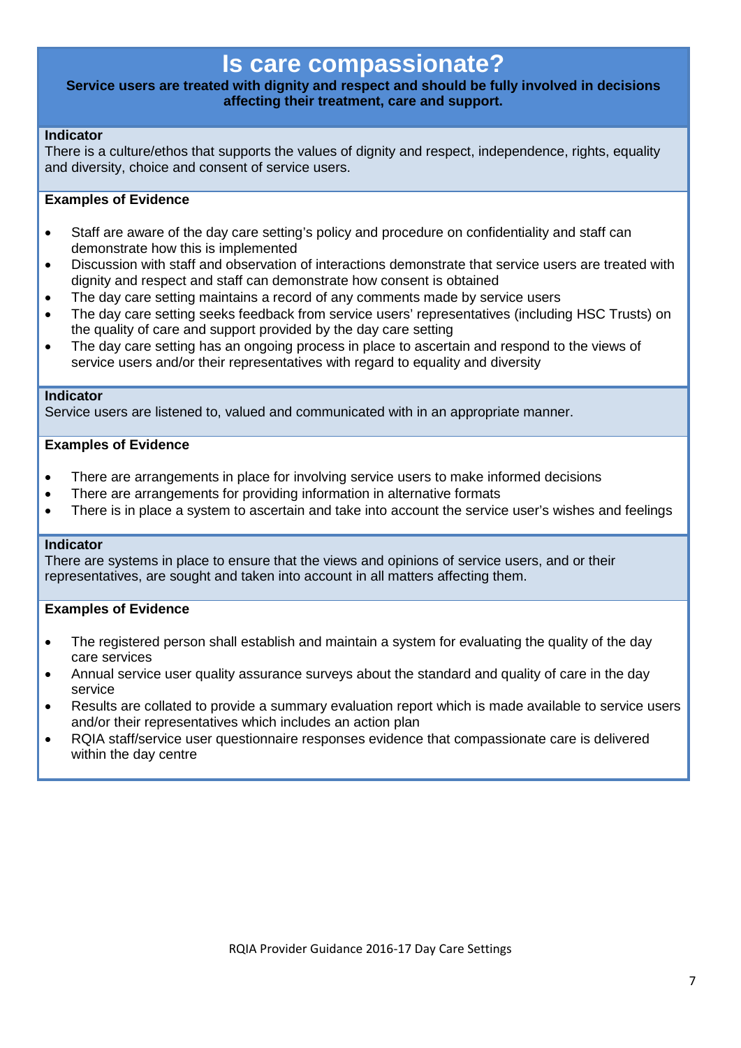# Is care compassionate?

**Service users are treated with dignity and respect and should be fully involved in decisions affecting their treatment, care and support.**

**Indicator**

There is a culture/ethos that supports the values of dignity and respect, independence, rights, equality and diversity, choice and consent of service users.

**Examples of Evidence**

- Staff are aware of the day care setting's policy and procedure on confidentiality and staff can demonstrate how this is implemented
- Discussion with staff and observation of interactions demonstrate that service users are treated with dignity and respect and staff can demonstrate how consent is obtained
- The day care setting maintains a record of any comments made by service users
- The day care setting seeks feedback from service users' representatives (including HSC Trusts) on the quality of care and support provided by the day care setting
- The day care setting has an ongoing process in place to ascertain and respond to the views of service users and/or their representatives with regard to equality and diversity

**Indicator**

Service users are listened to, valued and communicated with in an appropriate manner.

**Examples of Evidence**

- There are arrangements in place for involving service users to make informed decisions
- There are arrangements for providing information in alternative formats
- There is in place a system to ascertain and take into account the service user's wishes and feelings

**Indicator**

There are systems in place to ensure that the views and opinions of service users, and or their representatives, are sought and taken into account in all matters affecting them.

**Examples of Evidence**

- The registered person shall establish and maintain a system for evaluating the quality of the day care services
- Annual service user quality assurance surveys about the standard and quality of care in the day service
- Results are collated to provide a summary evaluation report which is made available to service users and/or their representatives which includes an action plan
- RQIA staff/service user questionnaire responses evidence that compassionate care is delivered within the day centre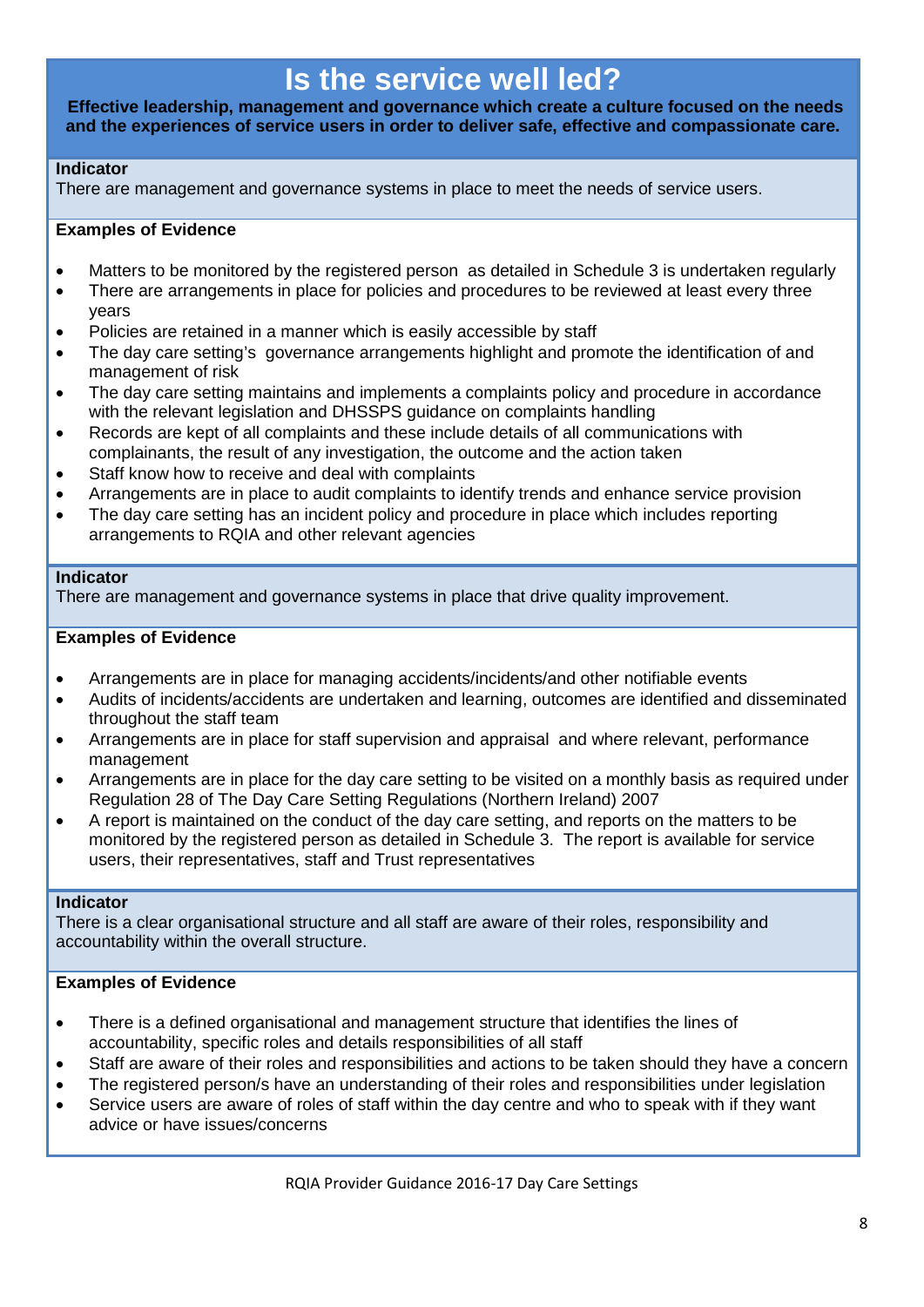# Is the service well led?

**Effective leadership, management and governance which create a culture focused on the needs and the experiences of service users in order to deliver safe, effective and compassionate care.**

**Indicator**

There are management and governance systems in place to meet the needs of service users.

**Examples of Evidence**

- Matters to be monitored by the registered person as detailed in Schedule 3 is undertaken regularly
- There are arrangements in place for policies and procedures to be reviewed at least every three years
- Policies are retained in a manner which is easily accessible by staff
- The day care setting's governance arrangements highlight and promote the identification of and management of risk
- The day care setting maintains and implements a complaints policy and procedure in accordance with the relevant legislation and DHSSPS guidance on complaints handling
- Records are kept of all complaints and these include details of all communications with complainants, the result of any investigation, the outcome and the action taken
- Staff know how to receive and deal with complaints
- Arrangements are in place to audit complaints to identify trends and enhance service provision
- The day care setting has an incident policy and procedure in place which includes reporting arrangements to RQIA and other relevant agencies

**Indicator**

There are management and governance systems in place that drive quality improvement.

**Examples of Evidence**

- Arrangements are in place for managing accidents/incidents/and other notifiable events
- Audits of incidents/accidents are undertaken and learning, outcomes are identified and disseminated throughout the staff team
- Arrangements are in place for staff supervision and appraisal and where relevant, performance management
- Arrangements are in place for the day care setting to be visited on a monthly basis as required under Regulation 28 of The Day Care Setting Regulations (Northern Ireland) 2007
- A report is maintained on the conduct of the day care setting, and reports on the matters to be monitored by the registered person as detailed in Schedule 3. The report is available for service users, their representatives, staff and Trust representatives

**Indicator**

There is a clear organisational structure and all staff are aware of their roles, responsibility and accountability within the overall structure.

**Examples of Evidence**

- There is a defined organisational and management structure that identifies the lines of accountability, specific roles and details responsibilities of all staff
- Staff are aware of their roles and responsibilities and actions to be taken should they have a concern
- The registered person/s have an understanding of their roles and responsibilities under legislation
- Service users are aware of roles of staff within the day centre and who to speak with if they want advice or have issues/concerns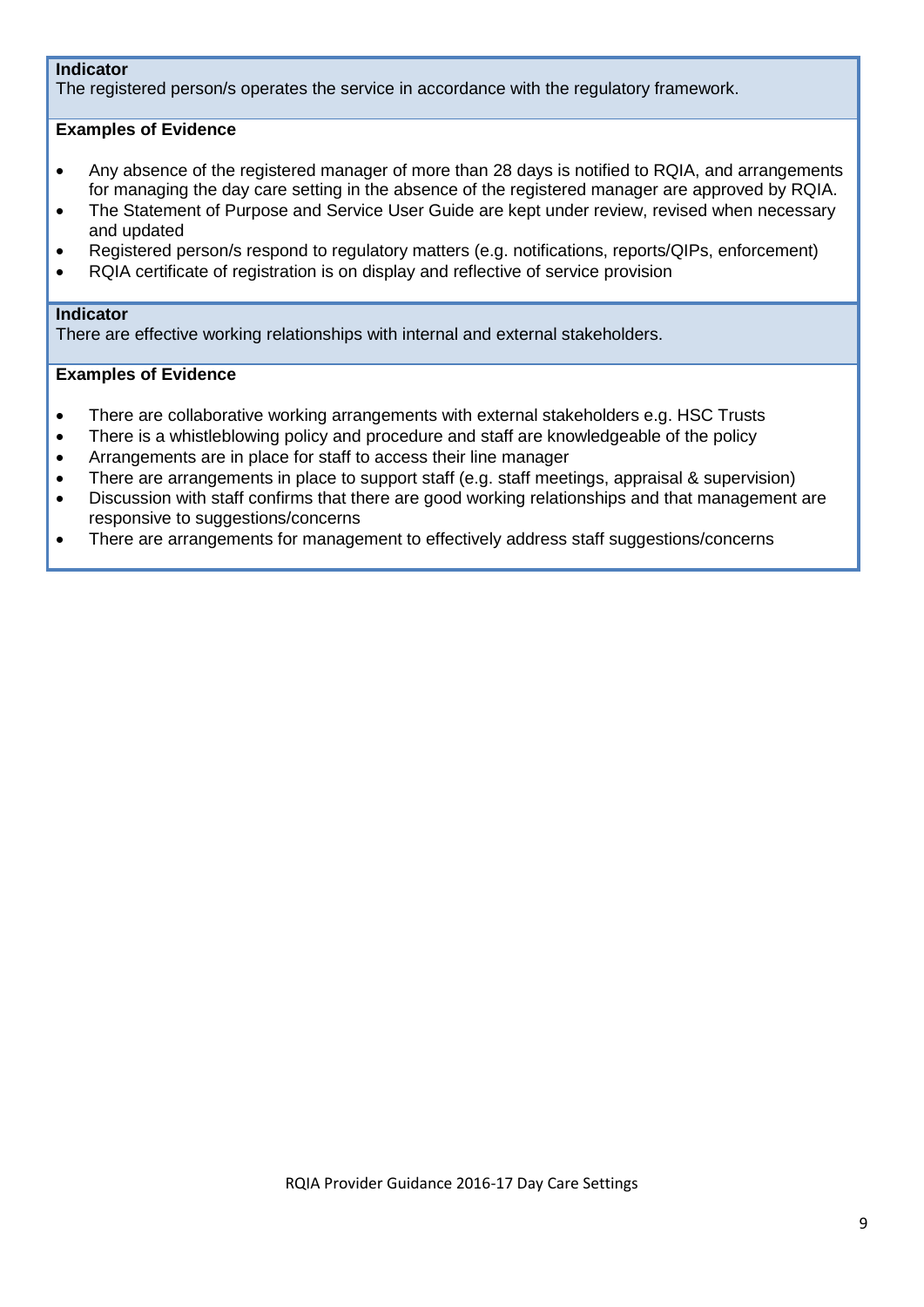**Indicator**
The registered person/s operates the service in accordance with the regulatory framework.

**Examples of Evidence**

- Any absence of the registered manager of more than 28 days is notified to RQIA, and arrangements for managing the day care setting in the absence of the registered manager are approved by RQIA.
- The Statement of Purpose and Service User Guide are kept under review, revised when necessary and updated
- Registered person/s respond to regulatory matters (e.g. notifications, reports/QIPs, enforcement)
- RQIA certificate of registration is on display and reflective of service provision

**Indicator**
There are effective working relationships with internal and external stakeholders.

**Examples of Evidence**

- There are collaborative working arrangements with external stakeholders e.g. HSC Trusts
- There is a whistleblowing policy and procedure and staff are knowledgeable of the policy
- Arrangements are in place for staff to access their line manager
- There are arrangements in place to support staff (e.g. staff meetings, appraisal & supervision)
- Discussion with staff confirms that there are good working relationships and that management are responsive to suggestions/concerns
- There are arrangements for management to effectively address staff suggestions/concerns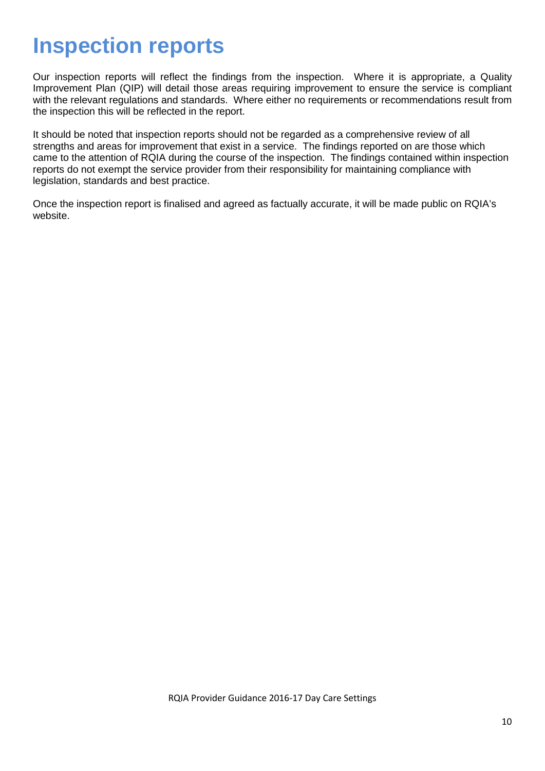# Inspection reports

Our inspection reports will reflect the findings from the inspection. Where it is appropriate, a Quality Improvement Plan (QIP) will detail those areas requiring improvement to ensure the service is compliant with the relevant regulations and standards. Where either no requirements or recommendations result from the inspection this will be reflected in the report.

It should be noted that inspection reports should not be regarded as a comprehensive review of all strengths and areas for improvement that exist in a service. The findings reported on are those which came to the attention of RQIA during the course of the inspection. The findings contained within inspection reports do not exempt the service provider from their responsibility for maintaining compliance with legislation, standards and best practice.

Once the inspection report is finalised and agreed as factually accurate, it will be made public on RQIA's website.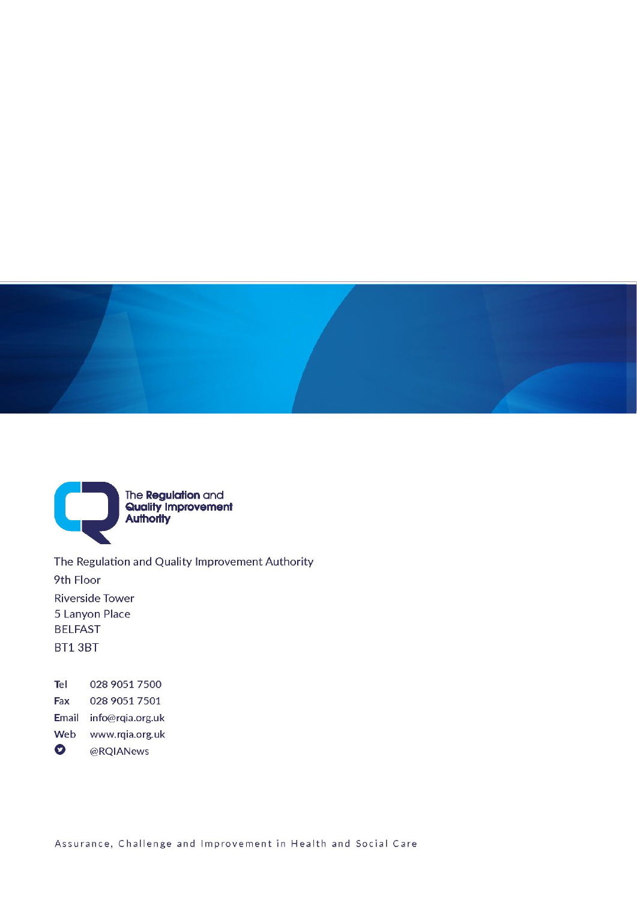The Regulation and Quality Improvement Authority

The Regulation and Quality Improvement Authority
9th Floor
Riverside Tower
5 Lanyon Place
BELFAST
BT1 3BT

Tel 028 9051 7500
Fax 028 9051 7501
Email info@rqia.org.uk
Web www.rqia.org.uk
@RQIANews

Assurance, Challenge and Improvement in Health and Social Care